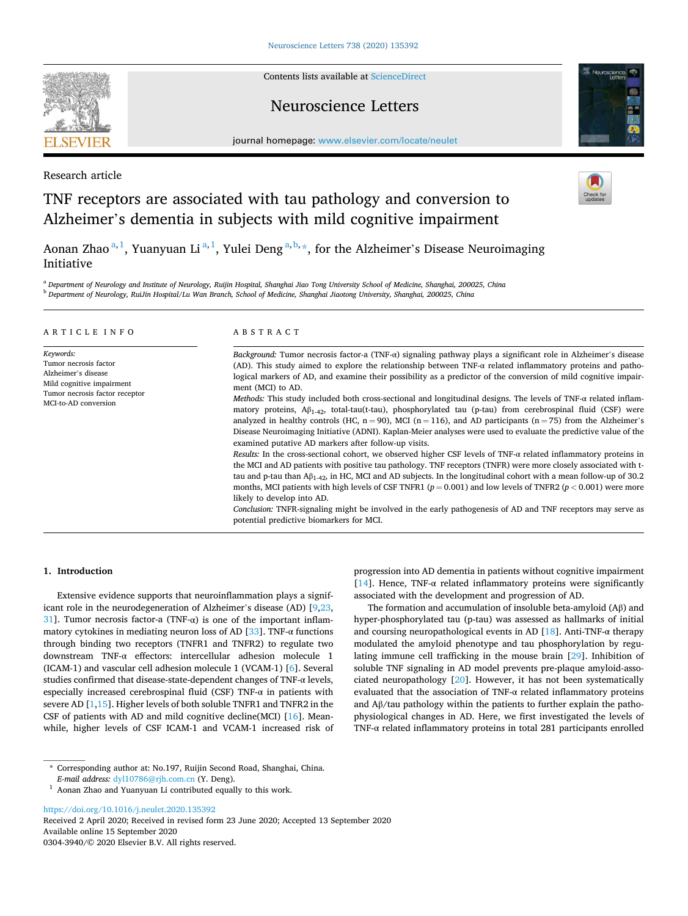Research article

# TNF receptors are associated with tau pathology and conversion to Alzheimer's dementia in subjects with mild cognitive impairment

Aonan Zhao [a,1], Yuanyuan Li [a,1], Yulei Deng [a,b,*], for the Alzheimer's Disease Neuroimaging Initiative

[a] *Department of Neurology and Institute of Neurology, Ruijin Hospital, Shanghai Jiao Tong University School of Medicine, Shanghai, 200025, China*
[b] *Department of Neurology, RuiJin Hospital/Lu Wan Branch, School of Medicine, Shanghai Jiaotong University, Shanghai, 200025, China*

## ARTICLE INFO

*Keywords:*
Tumor necrosis factor
Alzheimer's disease
Mild cognitive impairment
Tumor necrosis factor receptor
MCI-to-AD conversion

## ABSTRACT

*Background:* Tumor necrosis factor-a (TNF-α) signaling pathway plays a significant role in Alzheimer's disease (AD). This study aimed to explore the relationship between TNF-α related inflammatory proteins and pathological markers of AD, and examine their possibility as a predictor of the conversion of mild cognitive impairment (MCI) to AD.

*Methods:* This study included both cross-sectional and longitudinal designs. The levels of TNF-α related inflammatory proteins, $A\beta_{1-42}$, total-tau(t-tau), phosphorylated tau (p-tau) from cerebrospinal fluid (CSF) were analyzed in healthy controls (HC, n = 90), MCI (n = 116), and AD participants (n = 75) from the Alzheimer's Disease Neuroimaging Initiative (ADNI). Kaplan-Meier analyses were used to evaluate the predictive value of the examined putative AD markers after follow-up visits.

*Results:* In the cross-sectional cohort, we observed higher CSF levels of TNF-α related inflammatory proteins in the MCI and AD patients with positive tau pathology. TNF receptors (TNFR) were more closely associated with t-tau and p-tau than $A\beta_{1-42}$, in HC, MCI and AD subjects. In the longitudinal cohort with a mean follow-up of 30.2 months, MCI patients with high levels of CSF TNFR1 ($p = 0.001$) and low levels of TNFR2 ($p < 0.001$) were more likely to develop into AD.

*Conclusion:* TNFR-signaling might be involved in the early pathogenesis of AD and TNF receptors may serve as potential predictive biomarkers for MCI.

## 1. Introduction

Extensive evidence supports that neuroinflammation plays a significant role in the neurodegeneration of Alzheimer's disease (AD) [9,23,31]. Tumor necrosis factor-a (TNF-α) is one of the important inflammatory cytokines in mediating neuron loss of AD [33]. TNF-α functions through binding two receptors (TNFR1 and TNFR2) to regulate two downstream TNF-α effectors: intercellular adhesion molecule 1 (ICAM-1) and vascular cell adhesion molecule 1 (VCAM-1) [6]. Several studies confirmed that disease-state-dependent changes of TNF-α levels, especially increased cerebrospinal fluid (CSF) TNF-α in patients with severe AD [1,15]. Higher levels of both soluble TNFR1 and TNFR2 in the CSF of patients with AD and mild cognitive decline(MCI) [16]. Meanwhile, higher levels of CSF ICAM-1 and VCAM-1 increased risk of progression into AD dementia in patients without cognitive impairment [14]. Hence, TNF-α related inflammatory proteins were significantly associated with the development and progression of AD.

The formation and accumulation of insoluble beta-amyloid (Aβ) and hyper-phosphorylated tau (p-tau) was assessed as hallmarks of initial and coursing neuropathological events in AD [18]. Anti-TNF-α therapy modulated the amyloid phenotype and tau phosphorylation by regulating immune cell trafficking in the mouse brain [29]. Inhibition of soluble TNF signaling in AD model prevents pre-plaque amyloid-associated neuropathology [20]. However, it has not been systematically evaluated that the association of TNF-α related inflammatory proteins and Aβ/tau pathology within the patients to further explain the pathophysiological changes in AD. Here, we first investigated the levels of TNF-α related inflammatory proteins in total 281 participants enrolled

---

* Corresponding author at: No.197, Ruijin Second Road, Shanghai, China.
*E-mail address:* dyl10786@rjh.com.cn (Y. Deng).
[1] Aonan Zhao and Yuanyuan Li contributed equally to this work.

https://doi.org/10.1016/j.neulet.2020.135392
Received 2 April 2020; Received in revised form 23 June 2020; Accepted 13 September 2020
Available online 15 September 2020
0304-3940/© 2020 Elsevier B.V. All rights reserved.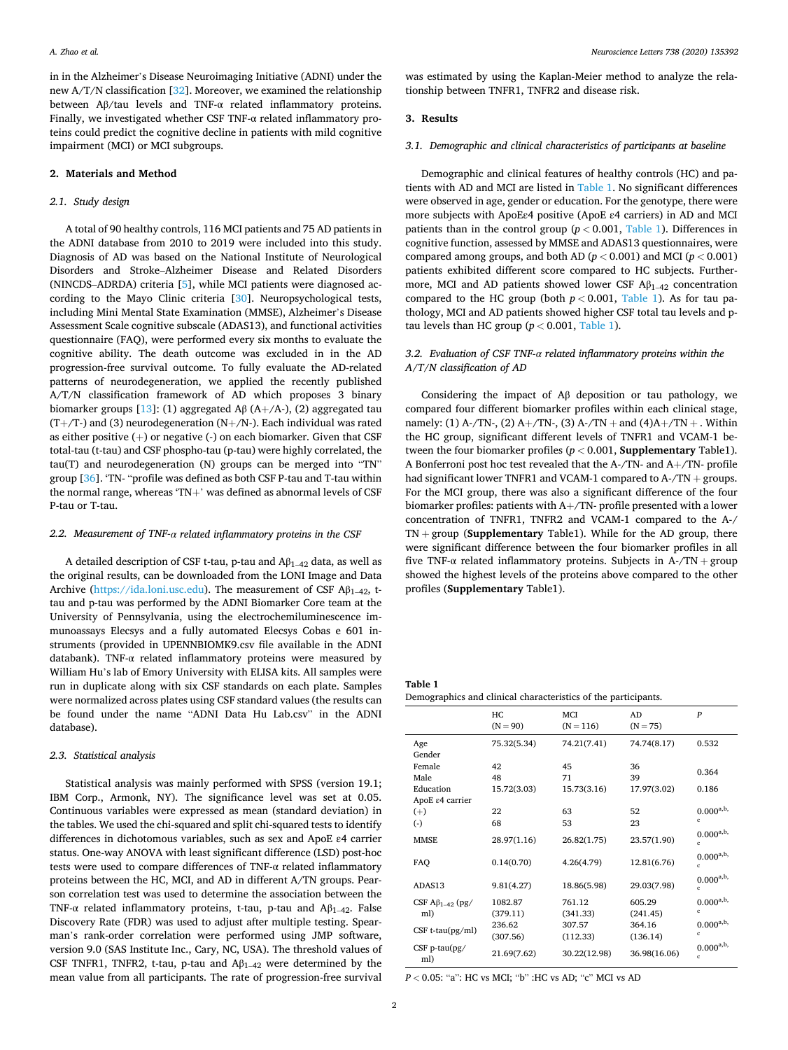in in the Alzheimer's Disease Neuroimaging Initiative (ADNI) under the new A/T/N classification [32]. Moreover, we examined the relationship between Aβ/tau levels and TNF-α related inflammatory proteins. Finally, we investigated whether CSF TNF-α related inflammatory proteins could predict the cognitive decline in patients with mild cognitive impairment (MCI) or MCI subgroups.

## 2. Materials and Method

### 2.1. Study design

A total of 90 healthy controls, 116 MCI patients and 75 AD patients in the ADNI database from 2010 to 2019 were included into this study. Diagnosis of AD was based on the National Institute of Neurological Disorders and Stroke–Alzheimer Disease and Related Disorders (NINCDS–ADRDA) criteria [5], while MCI patients were diagnosed according to the Mayo Clinic criteria [30]. Neuropsychological tests, including Mini Mental State Examination (MMSE), Alzheimer's Disease Assessment Scale cognitive subscale (ADAS13), and functional activities questionnaire (FAQ), were performed every six months to evaluate the cognitive ability. The death outcome was excluded in in the AD progression-free survival outcome. To fully evaluate the AD-related patterns of neurodegeneration, we applied the recently published A/T/N classification framework of AD which proposes 3 binary biomarker groups [13]: (1) aggregated Aβ (A+/A-), (2) aggregated tau (T+/T-) and (3) neurodegeneration (N+/N-). Each individual was rated as either positive (+) or negative (-) on each biomarker. Given that CSF total-tau (t-tau) and CSF phospho-tau (p-tau) were highly correlated, the tau(T) and neurodegeneration (N) groups can be merged into "TN" group [36]. 'TN- "profile was defined as both CSF P-tau and T-tau within the normal range, whereas 'TN+' was defined as abnormal levels of CSF P-tau or T-tau.

### 2.2. Measurement of TNF-α related inflammatory proteins in the CSF

A detailed description of CSF t-tau, p-tau and $A\beta_{1-42}$ data, as well as the original results, can be downloaded from the LONI Image and Data Archive (https://ida.loni.usc.edu). The measurement of CSF $A\beta_{1-42}$, t-tau and p-tau was performed by the ADNI Biomarker Core team at the University of Pennsylvania, using the electrochemiluminescence immunoassays Elecsys and a fully automated Elecsys Cobas e 601 instruments (provided in UPENNBIOMK9.csv file available in the ADNI databank). TNF-α related inflammatory proteins were measured by William Hu's lab of Emory University with ELISA kits. All samples were run in duplicate along with six CSF standards on each plate. Samples were normalized across plates using CSF standard values (the results can be found under the name "ADNI Data Hu Lab.csv" in the ADNI database).

### 2.3. Statistical analysis

Statistical analysis was mainly performed with SPSS (version 19.1; IBM Corp., Armonk, NY). The significance level was set at 0.05. Continuous variables were expressed as mean (standard deviation) in the tables. We used the chi-squared and split chi-squared tests to identify differences in dichotomous variables, such as sex and ApoE ε4 carrier status. One-way ANOVA with least significant difference (LSD) post-hoc tests were used to compare differences of TNF-α related inflammatory proteins between the HC, MCI, and AD in different A/TN groups. Pearson correlation test was used to determine the association between the TNF-α related inflammatory proteins, t-tau, p-tau and $A\beta_{1-42}$. False Discovery Rate (FDR) was used to adjust after multiple testing. Spearman's rank-order correlation were performed using JMP software, version 9.0 (SAS Institute Inc., Cary, NC, USA). The threshold values of CSF TNFR1, TNFR2, t-tau, p-tau and $A\beta_{1-42}$ were determined by the mean value from all participants. The rate of progression-free survival was estimated by using the Kaplan-Meier method to analyze the relationship between TNFR1, TNFR2 and disease risk.

## 3. Results

### 3.1. Demographic and clinical characteristics of participants at baseline

Demographic and clinical features of healthy controls (HC) and patients with AD and MCI are listed in Table 1. No significant differences were observed in age, gender or education. For the genotype, there were more subjects with ApoEε4 positive (ApoE ε4 carriers) in AD and MCI patients than in the control group ($p < 0.001$, Table 1). Differences in cognitive function, assessed by MMSE and ADAS13 questionnaires, were compared among groups, and both AD ($p < 0.001$) and MCI ($p < 0.001$) patients exhibited different score compared to HC subjects. Furthermore, MCI and AD patients showed lower CSF $A\beta_{1-42}$ concentration compared to the HC group (both $p < 0.001$, Table 1). As for tau pathology, MCI and AD patients showed higher CSF total tau levels and p-tau levels than HC group ($p < 0.001$, Table 1).

### 3.2. Evaluation of CSF TNF-α related inflammatory proteins within the A/T/N classification of AD

Considering the impact of Aβ deposition or tau pathology, we compared four different biomarker profiles within each clinical stage, namely: (1) A-/TN-, (2) A+/TN-, (3) A-/TN + and (4)A+/TN +. Within the HC group, significant different levels of TNFR1 and VCAM-1 between the four biomarker profiles ($p < 0.001$, **Supplementary** Table1). A Bonferroni post hoc test revealed that the A-/TN- and A+/TN- profile had significant lower TNFR1 and VCAM-1 compared to A-/TN + groups. For the MCI group, there was also a significant difference of the four biomarker profiles: patients with A+/TN- profile presented with a lower concentration of TNFR1, TNFR2 and VCAM-1 compared to the A-/TN + group (**Supplementary** Table1). While for the AD group, there were significant difference between the four biomarker profiles in all five TNF-α related inflammatory proteins. Subjects in A-/TN + group showed the highest levels of the proteins above compared to the other profiles (**Supplementary** Table1).

**Table 1**
Demographics and clinical characteristics of the participants.

| | HC (N = 90) | MCI (N = 116) | AD (N = 75) | P |
|---|---|---|---|---|
| Age | 75.32(5.34) | 74.21(7.41) | 74.74(8.17) | 0.532 |
| Gender | | | | |
| Female | 42 | 45 | 36 | 0.364 |
| Male | 48 | 71 | 39 | |
| Education | 15.72(3.03) | 15.73(3.16) | 17.97(3.02) | 0.186 |
| ApoE ε4 carrier | | | | |
| (+) | 22 | 63 | 52 | 0.000[a,b,c] |
| (-) | 68 | 53 | 23 | |
| MMSE | 28.97(1.16) | 26.82(1.75) | 23.57(1.90) | 0.000[a,b,c] |
| FAQ | 0.14(0.70) | 4.26(4.79) | 12.81(6.76) | 0.000[a,b,c] |
| ADAS13 | 9.81(4.27) | 18.86(5.98) | 29.03(7.98) | 0.000[a,b,c] |
| CSF $A\beta_{1-42}$ (pg/ml) | 1082.87 (379.11) | 761.12 (341.33) | 605.29 (241.45) | 0.000[a,b,c] |
| CSF t-tau(pg/ml) | 236.62 (307.56) | 307.57 (112.33) | 364.16 (136.14) | 0.000[a,b,c] |
| CSF p-tau(pg/ml) | 21.69(7.62) | 30.22(12.98) | 36.98(16.06) | 0.000[a,b,c] |

$P < 0.05$: "a": HC vs MCI; "b" :HC vs AD; "c" MCI vs AD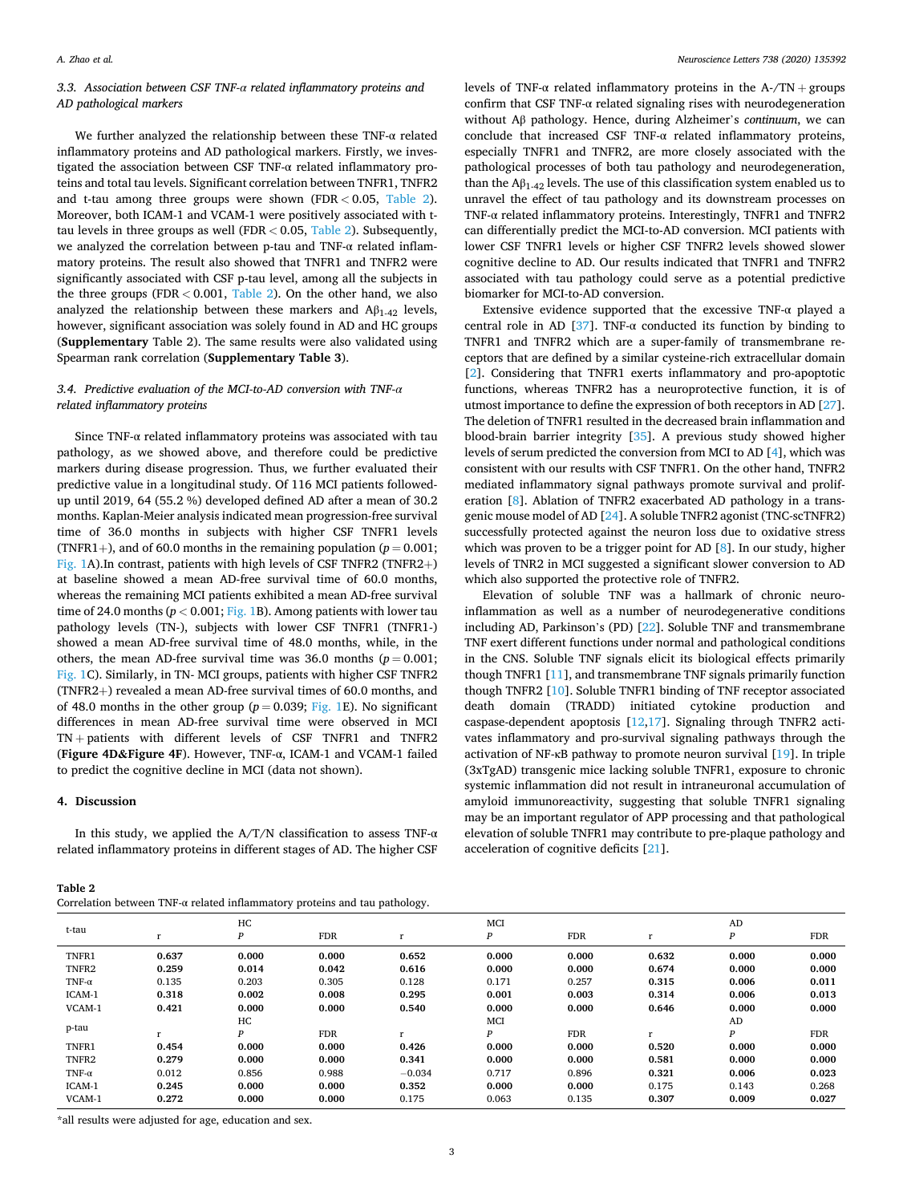### 3.3. Association between CSF TNF-α related inflammatory proteins and AD pathological markers

We further analyzed the relationship between these TNF-α related inflammatory proteins and AD pathological markers. Firstly, we investigated the association between CSF TNF-α related inflammatory proteins and total tau levels. Significant correlation between TNFR1, TNFR2 and t-tau among three groups were shown (FDR < 0.05, Table 2). Moreover, both ICAM-1 and VCAM-1 were positively associated with t-tau levels in three groups as well (FDR < 0.05, Table 2). Subsequently, we analyzed the correlation between p-tau and TNF-α related inflammatory proteins. The result also showed that TNFR1 and TNFR2 were significantly associated with CSF p-tau level, among all the subjects in the three groups (FDR < 0.001, Table 2). On the other hand, we also analyzed the relationship between these markers and $A\beta_{1-42}$ levels, however, significant association was solely found in AD and HC groups (**Supplementary** Table 2). The same results were also validated using Spearman rank correlation (**Supplementary Table 3**).

### 3.4. Predictive evaluation of the MCI-to-AD conversion with TNF-α related inflammatory proteins

Since TNF-α related inflammatory proteins was associated with tau pathology, as we showed above, and therefore could be predictive markers during disease progression. Thus, we further evaluated their predictive value in a longitudinal study. Of 116 MCI patients followed-up until 2019, 64 (55.2 %) developed defined AD after a mean of 30.2 months. Kaplan-Meier analysis indicated mean progression-free survival time of 36.0 months in subjects with higher CSF TNFR1 levels (TNFR1+), and of 60.0 months in the remaining population ($p = 0.001$; Fig. 1A).In contrast, patients with high levels of CSF TNFR2 (TNFR2+) at baseline showed a mean AD-free survival time of 60.0 months, whereas the remaining MCI patients exhibited a mean AD-free survival time of 24.0 months ($p < 0.001$; Fig. 1B). Among patients with lower tau pathology levels (TN-), subjects with lower CSF TNFR1 (TNFR1-) showed a mean AD-free survival time of 48.0 months, while, in the others, the mean AD-free survival time was 36.0 months ($p = 0.001$; Fig. 1C). Similarly, in TN- MCI groups, patients with higher CSF TNFR2 (TNFR2+) revealed a mean AD-free survival times of 60.0 months, and of 48.0 months in the other group ($p = 0.039$; Fig. 1E). No significant differences in mean AD-free survival time were observed in MCI TN + patients with different levels of CSF TNFR1 and TNFR2 (**Figure 4D&Figure 4F**). However, TNF-α, ICAM-1 and VCAM-1 failed to predict the cognitive decline in MCI (data not shown).

## 4. Discussion

In this study, we applied the A/T/N classification to assess TNF-α related inflammatory proteins in different stages of AD. The higher CSF levels of TNF-α related inflammatory proteins in the A-/TN + groups confirm that CSF TNF-α related signaling rises with neurodegeneration without Aβ pathology. Hence, during Alzheimer's *continuum*, we can conclude that increased CSF TNF-α related inflammatory proteins, especially TNFR1 and TNFR2, are more closely associated with the pathological processes of both tau pathology and neurodegeneration, than the $A\beta_{1-42}$ levels. The use of this classification system enabled us to unravel the effect of tau pathology and its downstream processes on TNF-α related inflammatory proteins. Interestingly, TNFR1 and TNFR2 can differentially predict the MCI-to-AD conversion. MCI patients with lower CSF TNFR1 levels or higher CSF TNFR2 levels showed slower cognitive decline to AD. Our results indicated that TNFR1 and TNFR2 associated with tau pathology could serve as a potential predictive biomarker for MCI-to-AD conversion.

Extensive evidence supported that the excessive TNF-α played a central role in AD [37]. TNF-α conducted its function by binding to TNFR1 and TNFR2 which are a super-family of transmembrane receptors that are defined by a similar cysteine-rich extracellular domain [2]. Considering that TNFR1 exerts inflammatory and pro-apoptotic functions, whereas TNFR2 has a neuroprotective function, it is of utmost importance to define the expression of both receptors in AD [27]. The deletion of TNFR1 resulted in the decreased brain inflammation and blood-brain barrier integrity [35]. A previous study showed higher levels of serum predicted the conversion from MCI to AD [4], which was consistent with our results with CSF TNFR1. On the other hand, TNFR2 mediated inflammatory signal pathways promote survival and proliferation [8]. Ablation of TNFR2 exacerbated AD pathology in a transgenic mouse model of AD [24]. A soluble TNFR2 agonist (TNC-scTNFR2) successfully protected against the neuron loss due to oxidative stress which was proven to be a trigger point for AD [8]. In our study, higher levels of TNR2 in MCI suggested a significant slower conversion to AD which also supported the protective role of TNFR2.

Elevation of soluble TNF was a hallmark of chronic neuroinflammation as well as a number of neurodegenerative conditions including AD, Parkinson's (PD) [22]. Soluble TNF and transmembrane TNF exert different functions under normal and pathological conditions in the CNS. Soluble TNF signals elicit its biological effects primarily though TNFR1 [11], and transmembrane TNF signals primarily function though TNFR2 [10]. Soluble TNFR1 binding of TNF receptor associated death domain (TRADD) initiated cytokine production and caspase-dependent apoptosis [12,17]. Signaling through TNFR2 activates inflammatory and pro-survival signaling pathways through the activation of NF-κB pathway to promote neuron survival [19]. In triple (3xTgAD) transgenic mice lacking soluble TNFR1, exposure to chronic systemic inflammation did not result in intraneuronal accumulation of amyloid immunoreactivity, suggesting that soluble TNFR1 signaling may be an important regulator of APP processing and that pathological elevation of soluble TNFR1 may contribute to pre-plaque pathology and acceleration of cognitive deficits [21].

**Table 2**
Correlation between TNF-α related inflammatory proteins and tau pathology.

| t-tau | HC | | | MCI | | | AD | | |
|---|---|---|---|---|---|---|---|---|---|
| | r | *P* | FDR | r | *P* | FDR | r | *P* | FDR |
| TNFR1 | **0.637** | **0.000** | **0.000** | **0.652** | **0.000** | **0.000** | **0.632** | **0.000** | **0.000** |
| TNFR2 | **0.259** | **0.014** | **0.042** | **0.616** | **0.000** | **0.000** | **0.674** | **0.000** | **0.000** |
| TNF-α | 0.135 | 0.203 | 0.305 | 0.128 | 0.171 | 0.257 | **0.315** | **0.006** | **0.011** |
| ICAM-1 | **0.318** | **0.002** | **0.008** | **0.295** | **0.001** | **0.003** | **0.314** | **0.006** | **0.013** |
| VCAM-1 | **0.421** | **0.000** | **0.000** | **0.540** | **0.000** | **0.000** | **0.646** | **0.000** | **0.000** |
| p-tau | HC | | | MCI | | | AD | | |
| | r | *P* | FDR | r | *P* | FDR | r | *P* | FDR |
| TNFR1 | **0.454** | **0.000** | **0.000** | **0.426** | **0.000** | **0.000** | **0.520** | **0.000** | **0.000** |
| TNFR2 | **0.279** | **0.000** | **0.000** | **0.341** | **0.000** | **0.000** | **0.581** | **0.000** | **0.000** |
| TNF-α | 0.012 | 0.856 | 0.988 | −0.034 | 0.717 | 0.896 | **0.321** | **0.006** | **0.023** |
| ICAM-1 | **0.245** | **0.000** | **0.000** | **0.352** | **0.000** | **0.000** | 0.175 | 0.143 | 0.268 |
| VCAM-1 | **0.272** | **0.000** | **0.000** | 0.175 | 0.063 | 0.135 | **0.307** | **0.009** | **0.027** |

*all results were adjusted for age, education and sex.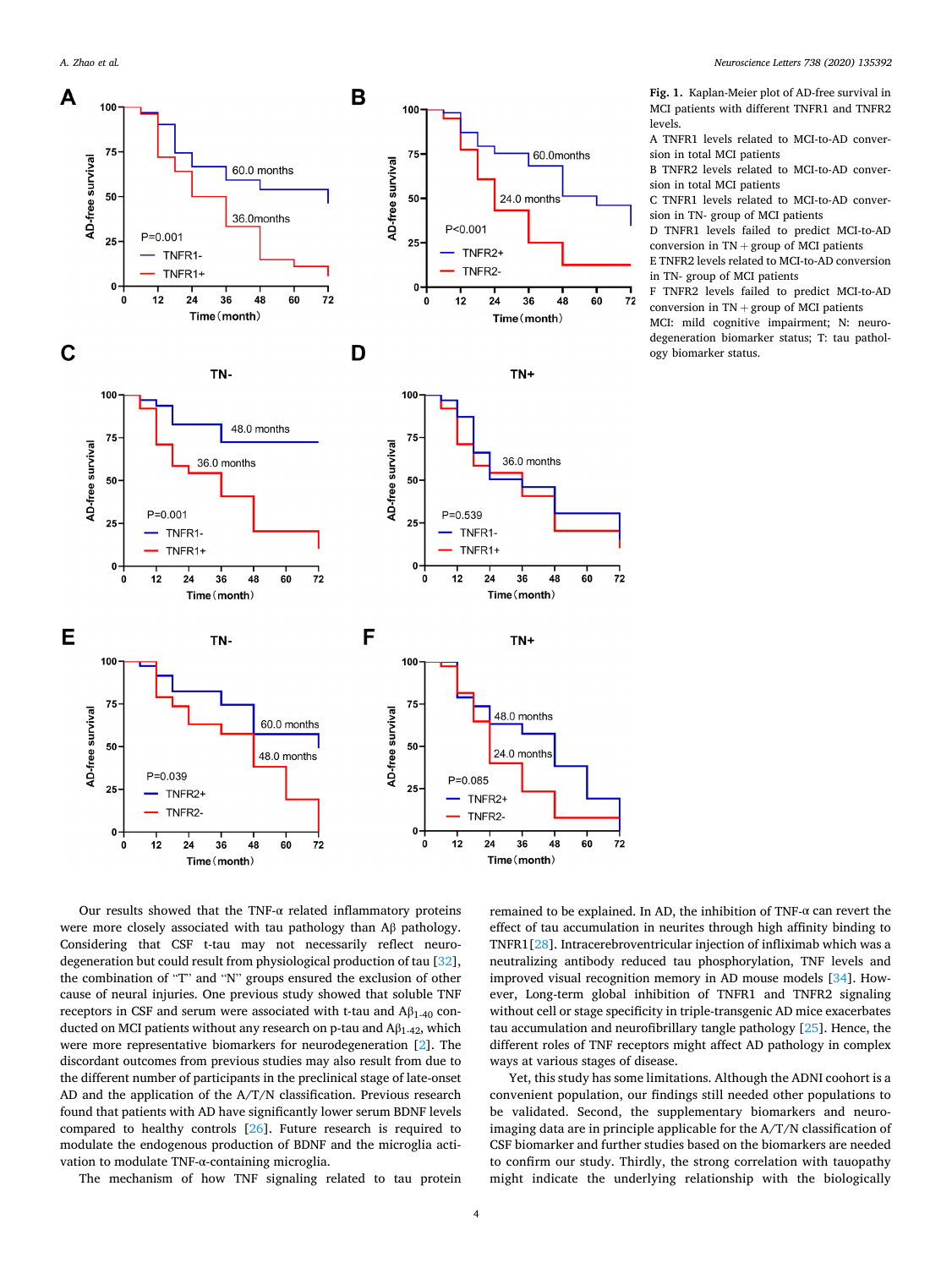**Fig. 1.** Kaplan-Meier plot of AD-free survival in MCI patients with different TNFR1 and TNFR2 levels.

A TNFR1 levels related to MCI-to-AD conversion in total MCI patients

B TNFR2 levels related to MCI-to-AD conversion in total MCI patients

C TNFR1 levels related to MCI-to-AD conversion in TN- group of MCI patients

D TNFR1 levels failed to predict MCI-to-AD conversion in TN + group of MCI patients

E TNFR2 levels related to MCI-to-AD conversion in TN- group of MCI patients

F TNFR2 levels failed to predict MCI-to-AD conversion in TN + group of MCI patients

MCI: mild cognitive impairment; N: neurodegeneration biomarker status; T: tau pathology biomarker status.

Our results showed that the TNF-α related inflammatory proteins were more closely associated with tau pathology than Aβ pathology. Considering that CSF t-tau may not necessarily reflect neurodegeneration but could result from physiological production of tau [32], the combination of "T" and "N" groups ensured the exclusion of other cause of neural injuries. One previous study showed that soluble TNF receptors in CSF and serum were associated with t-tau and $A\beta_{1-40}$ conducted on MCI patients without any research on p-tau and $A\beta_{1-42}$, which were more representative biomarkers for neurodegeneration [2]. The discordant outcomes from previous studies may also result from due to the different number of participants in the preclinical stage of late-onset AD and the application of the A/T/N classification. Previous research found that patients with AD have significantly lower serum BDNF levels compared to healthy controls [26]. Future research is required to modulate the endogenous production of BDNF and the microglia activation to modulate TNF-α-containing microglia.

The mechanism of how TNF signaling related to tau protein remained to be explained. In AD, the inhibition of TNF-α can revert the effect of tau accumulation in neurites through high affinity binding to TNFR1[28]. Intracerebroventricular injection of infliximab which was a neutralizing antibody reduced tau phosphorylation, TNF levels and improved visual recognition memory in AD mouse models [34]. However, Long-term global inhibition of TNFR1 and TNFR2 signaling without cell or stage specificity in triple-transgenic AD mice exacerbates tau accumulation and neurofibrillary tangle pathology [25]. Hence, the different roles of TNF receptors might affect AD pathology in complex ways at various stages of disease.

Yet, this study has some limitations. Although the ADNI cohort is a convenient population, our findings still needed other populations to be validated. Second, the supplementary biomarkers and neuroimaging data are in principle applicable for the A/T/N classification of CSF biomarker and further studies based on the biomarkers are needed to confirm our study. Thirdly, the strong correlation with tauopathy might indicate the underlying relationship with the biologically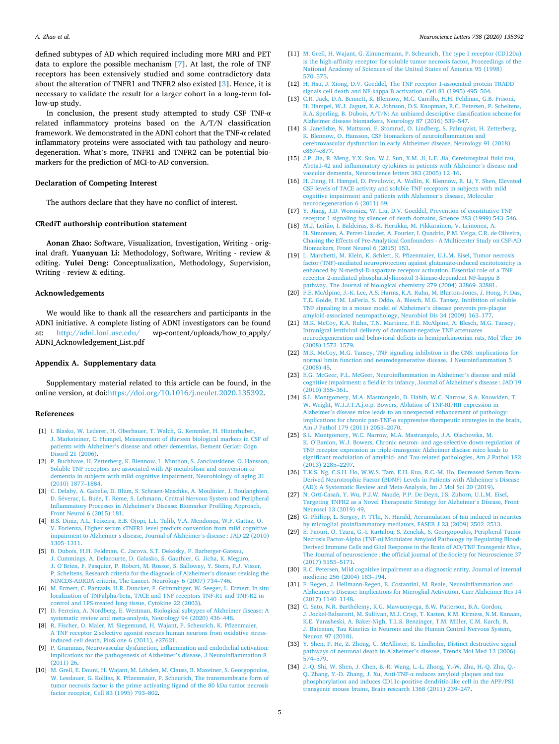defined subtypes of AD which required including more MRI and PET data to explore the possible mechanism [7]. At last, the role of TNF receptors has been extensively studied and some contradictory data about the alteration of TNFR1 and TNFR2 also existed [3]. Hence, it is necessary to validate the result for a larger cohort in a long-term follow-up study.

In conclusion, the present study attempted to study CSF TNF-α related inflammatory proteins based on the A/T/N classification framework. We demonstrated in the ADNI cohort that the TNF-α related inflammatory proteins were associated with tau pathology and neurodegeneration. What's more, TNFR1 and TNFR2 can be potential biomarkers for the prediction of MCI-to-AD conversion.

## Declaration of Competing Interest

The authors declare that they have no conflict of interest.

## CRediT authorship contribution statement

**Aonan Zhao:** Software, Visualization, Investigation, Writing - original draft. **Yuanyuan Li:** Methodology, Software, Writing - review & editing. **Yulei Deng:** Conceptualization, Methodology, Supervision, Writing - review & editing.

## Acknowledgements

We would like to thank all the researchers and participants in the ADNI initiative. A complete listing of ADNI investigators can be found at: http://adni.loni.usc.edu/ wp-content/uploads/how_to_apply/ADNI_Acknowledgement_List.pdf

## Appendix A. Supplementary data

Supplementary material related to this article can be found, in the online version, at doi:https://doi.org/10.1016/j.neulet.2020.135392.

## References

[1] I. Blasko, W. Lederer, H. Oberbauer, T. Walch, G. Kemmler, H. Hinterhuber, J. Marksteiner, C. Humpel, Measurement of thirteen biological markers in CSF of patients with Alzheimer's disease and other dementias, Dement Geriatr Cogn Disord 21 (2006).

[2] P. Buchhave, H. Zetterberg, K. Blennow, L. Minthon, S. Janciauskiene, O. Hansson, Soluble TNF receptors are associated with Aβ metabolism and conversion to dementia in subjects with mild cognitive impairment, Neurobiology of aging 31 (2010) 1877–1884.

[3] C. Delaby, A. Gabelle, D. Blum, S. Schraen-Maschke, A. Moulinier, J. Boulanghien, D. Séverac, L. Buée, T. Rème, S. Lehmann, Central Nervous System and Peripheral Inflammatory Processes in Alzheimer's Disease: Biomarker Profiling Approach, Front Neurol 6 (2015) 181.

[4] B.S. Diniz, A.L. Teixeira, E.B. Ojopi, L.L. Talib, V.A. Mendonça, W.F. Gattaz, O. V. Forlenza, Higher serum sTNFR1 level predicts conversion from mild cognitive impairment to Alzheimer's disease, Journal of Alzheimer's disease : JAD 22 (2010) 1305–1311.

[5] B. Dubois, H.H. Feldman, C. Jacova, S.T. Dekosky, P. Barberger-Gateau, J. Cummings, A. Delacourte, D. Galasko, S. Gauthier, G. Jicha, K. Meguro, J. O'Brien, F. Pasquier, P. Robert, M. Rossor, S. Salloway, Y. Stern, P.J. Visser, P. Scheltens, Research criteria for the diagnosis of Alzheimer's disease: revising the NINCDS-ADRDA criteria, The Lancet. Neurology 6 (2007) 734–746.

[6] M. Ermert, C. Pantazis, H.R. Duncker, F. Grimminger, W. Seeger, L. Ermert, In situ localization of TNFalpha/beta, TACE and TNF receptors TNF-R1 and TNF-R2 in control and LPS-treated lung tissue, Cytokine 22 (2003).

[7] D. Ferreira, A. Nordberg, E. Westman, Biological subtypes of Alzheimer disease: A systematic review and meta-analysis, Neurology 94 (2020) 436–448.

[8] R. Fischer, O. Maier, M. Siegemund, H. Wajant, P. Scheurich, K. Pfizenmaier, A TNF receptor 2 selective agonist rescues human neurons from oxidative stress-induced cell death, PloS one 6 (2011), e27621.

[9] P. Grammas, Neurovascular dysfunction, inflammation and endothelial activation: implications for the pathogenesis of Alzheimer's disease, J Neuroinflammation 8 (2011) 26.

[10] M. Grell, E. Douni, H. Wajant, M. Löhden, M. Clauss, B. Maxeiner, S. Georgopoulos, W. Lesslauer, G. Kollias, K. Pfizenmaier, P. Scheurich, The transmembrane form of tumor necrosis factor is the prime activating ligand of the 80 kDa tumor necrosis factor receptor, Cell 83 (1995) 793–802.

[11] M. Grell, H. Wajant, G. Zimmermann, P. Scheurich, The type 1 receptor (CD120a) is the high-affinity receptor for soluble tumor necrosis factor, Proceedings of the National Academy of Sciences of the United States of America 95 (1998) 570–575.

[12] H. Hsu, J. Xiong, D.V. Goeddel, The TNF receptor 1-associated protein TRADD signals cell death and NF-kappa B activation, Cell 81 (1995) 495–504.

[13] C.R. Jack, D.A. Bennett, K. Blennow, M.C. Carrillo, H.H. Feldman, G.B. Frisoni, H. Hampel, W.J. Jagust, K.A. Johnson, D.S. Knopman, R.C. Petersen, P. Scheltens, R.A. Sperling, B. Dubois, A/T/N: An unbiased descriptive classification scheme for Alzheimer disease biomarkers, Neurology 87 (2016) 539–547.

[14] S. Janelidze, N. Mattsson, E. Stomrud, O. Lindberg, S. Palmqvist, H. Zetterberg, K. Blennow, O. Hansson, CSF biomarkers of neuroinflammation and cerebrovascular dysfunction in early Alzheimer disease, Neurology 91 (2018) e867–e877.

[15] J.P. Jia, R. Meng, Y.X. Sun, W.J. Sun, X.M. Ji, L.F. Jia, Cerebrospinal fluid tau, Abeta1-42 and inflammatory cytokines in patients with Alzheimer's disease and vascular dementia, Neuroscience letters 383 (2005) 12–16.

[16] H. Jiang, H. Hampel, D. Prvulovic, A. Wallin, K. Blennow, R. Li, Y. Shen, Elevated CSF levels of TACE activity and soluble TNF receptors in subjects with mild cognitive impairment and patients with Alzheimer's disease, Molecular neurodegeneration 6 (2011) 69.

[17] Y. Jiang, J.D. Woronicz, W. Liu, D.V. Goeddel, Prevention of constitutive TNF receptor 1 signaling by silencer of death domains, Science 283 (1999) 543–546.

[18] M.J. Leitão, I. Baldeiras, S.-K. Herukka, M. Pikkarainen, V. Leinonen, A. H. Simonsen, A. Perret-Liaudet, A. Fourier, I. Quadrio, P.M. Veiga, C.R. de Oliveira, Chasing the Effects of Pre-Analytical Confounders - A Multicenter Study on CSF-AD Biomarkers, Front Neurol 6 (2015) 153.

[19] L. Marchetti, M. Klein, K. Schlett, K. Pfizenmaier, U.L.M. Eisel, Tumor necrosis factor (TNF)-mediated neuroprotection against glutamate-induced excitotoxicity is enhanced by N-methyl-D-aspartate receptor activation. Essential role of a TNF receptor 2-mediated phosphatidylinositol 3-kinase-dependent NF-kappa B pathway, The Journal of biological chemistry 279 (2004) 32869–32881.

[20] F.E. McAlpine, J.-K. Lee, A.S. Harms, K.A. Ruhn, M. Blurton-Jones, J. Hong, P. Das, T.E. Golde, F.M. LaFerla, S. Oddo, A. Blesch, M.G. Tansey, Inhibition of soluble TNF signaling in a mouse model of Alzheimer's disease prevents pre-plaque amyloid-associated neuropathology, Neurobiol Dis 34 (2009) 163–177.

[21] M.K. McCoy, K.A. Ruhn, T.N. Martinez, F.E. McAlpine, A. Blesch, M.G. Tansey, Intranigral lentiviral delivery of dominant-negative TNF attenuates neurodegeneration and behavioral deficits in hemiparkinsonian rats, Mol Ther 16 (2008) 1572–1579.

[22] M.K. McCoy, M.G. Tansey, TNF signaling inhibition in the CNS: implications for normal brain function and neurodegenerative disease, J Neuroinflammation 5 (2008) 45.

[23] E.G. McGeer, P.L. McGeer, Neuroinflammation in Alzheimer's disease and mild cognitive impairment: a field in its infancy, Journal of Alzheimer's disease : JAD 19 (2010) 355–361.

[24] S.L. Montgomery, M.A. Mastrangelo, D. Habib, W.C. Narrow, S.A. Knowlden, T. W. Wright, W.J.J.T.A.j.o.p. Bowers, Ablation of TNF-RI/RII expression in Alzheimer's disease mice leads to an unexpected enhancement of pathology: implications for chronic pan-TNF-α suppressive therapeutic strategies in the brain, Am J Pathol 179 (2011) 2053–2070.

[25] S.L. Montgomery, W.C. Narrow, M.A. Mastrangelo, J.A. Olschowka, M. K. O'Banion, W.J. Bowers, Chronic neuron- and age-selective down-regulation of TNF receptor expression in triple-transgenic Alzheimer disease mice leads to significant modulation of amyloid- and Tau-related pathologies, Am J Pathol 182 (2013) 2285–2297.

[26] T.K.S. Ng, C.S.H. Ho, W.W.S. Tam, E.H. Kua, R.C.-M. Ho, Decreased Serum Brain-Derived Neurotrophic Factor (BDNF) Levels in Patients with Alzheimer's Disease (AD): A Systematic Review and Meta-Analysis, Int J Mol Sci 20 (2019).

[27] N. Ortí-Casañ, Y. Wu, P.J.W. Naudé, P.P. De Deyn, I.S. Zuhorn, U.L.M. Eisel, Targeting TNFR2 as a Novel Therapeutic Strategy for Alzheimer's Disease, Front Neurosci 13 (2019) 49.

[28] G. Philipp, L. Sergey, P. TThi, N. Harald, Accumulation of tau induced in neurites by microglial proinflammatory mediators, FASEB J 23 (2009) 2502–2513.

[29] E. Paouri, O. Tzara, G.-I. Kartalou, S. Zenelak, S. Georgopoulos, Peripheral Tumor Necrosis Factor-Alpha (TNF-α) Modulates Amyloid Pathology by Regulating Blood-Derived Immune Cells and Glial Response in the Brain of AD/TNF Transgenic Mice, The Journal of neuroscience : the official journal of the Society for Neuroscience 37 (2017) 5155–5171.

[30] R.C. Petersen, Mild cognitive impairment as a diagnostic entity, Journal of internal medicine 256 (2004) 183–194.

[31] F. Regen, J. Hellmann-Regen, E. Costantini, M. Reale, Neuroinflammation and Alzheimer's Disease: Implications for Microglial Activation, Curr Alzheimer Res 14 (2017) 1140–1148.

[32] C. Sato, N.R. Barthélemy, K.G. Mawuenyega, B.W. Patterson, B.A. Gordon, J. Jockel-Balsarotti, M. Sullivan, M.J. Crisp, T. Kasten, K.M. Kirmess, N.M. Kanaan, K.E. Yarasheski, A. Baker-Nigh, T.L.S. Benzinger, T.M. Miller, C.M. Karch, R. J. Bateman, Tau Kinetics in Neurons and the Human Central Nervous System, Neuron 97 (2018).

[33] Y. Shen, P. He, Z. Zhong, C. McAllister, K. Lindholm, Distinct destructive signal pathways of neuronal death in Alzheimer's disease, Trends Mol Med 12 (2006) 574–579.

[34] J.-Q. Shi, W. Shen, J. Chen, B.-R. Wang, L.-L. Zhong, Y.-W. Zhu, H.-Q. Zhu, Q.-Q. Zhang, Y.-D. Zhang, J. Xu, Anti-TNF-α reduces amyloid plaques and tau phosphorylation and induces CD11c-positive dendritic-like cell in the APP/PS1 transgenic mouse brains, Brain research 1368 (2011) 239–247.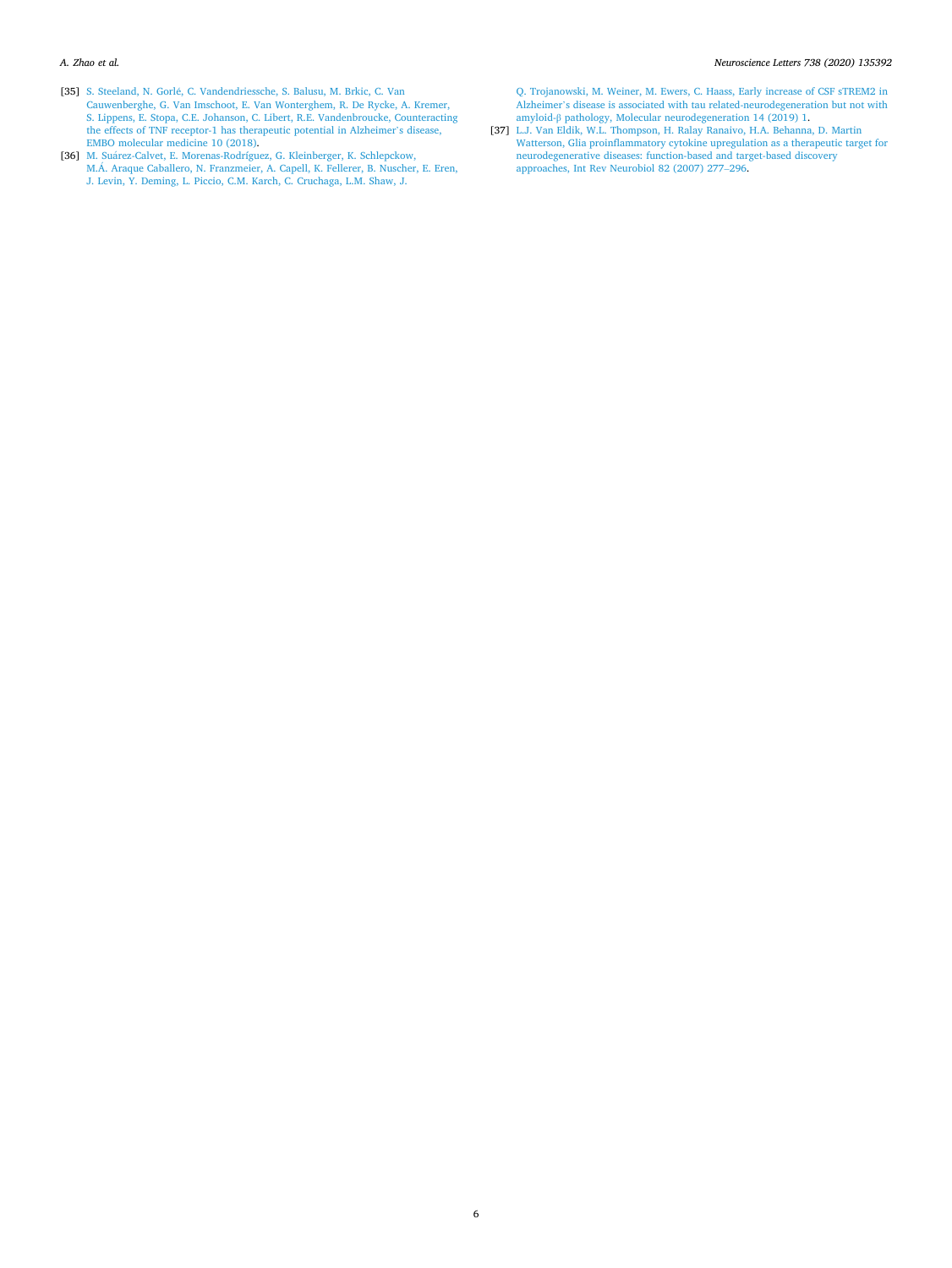[35] S. Steeland, N. Gorlé, C. Vandendriessche, S. Balusu, M. Brkic, C. Van Cauwenberghe, G. Van Imschoot, E. Van Wonterghem, R. De Rycke, A. Kremer, S. Lippens, E. Stopa, C.E. Johanson, C. Libert, R.E. Vandenbroucke, Counteracting the effects of TNF receptor-1 has therapeutic potential in Alzheimer`s disease, EMBO molecular medicine 10 (2018).

[36] M. Suárez-Calvet, E. Morenas-Rodríguez, G. Kleinberger, K. Schlepckow, M.Á. Araque Caballero, N. Franzmeier, A. Capell, K. Fellerer, B. Nuscher, E. Eren, J. Levin, Y. Deming, L. Piccio, C.M. Karch, C. Cruchaga, L.M. Shaw, J. Q. Trojanowski, M. Weiner, M. Ewers, C. Haass, Early increase of CSF sTREM2 in Alzheimer`s disease is associated with tau related-neurodegeneration but not with amyloid-β pathology, Molecular neurodegeneration 14 (2019) 1.

[37] L.J. Van Eldik, W.L. Thompson, H. Ralay Ranaivo, H.A. Behanna, D. Martin Watterson, Glia proinflammatory cytokine upregulation as a therapeutic target for neurodegenerative diseases: function-based and target-based discovery approaches, Int Rev Neurobiol 82 (2007) 277–296.